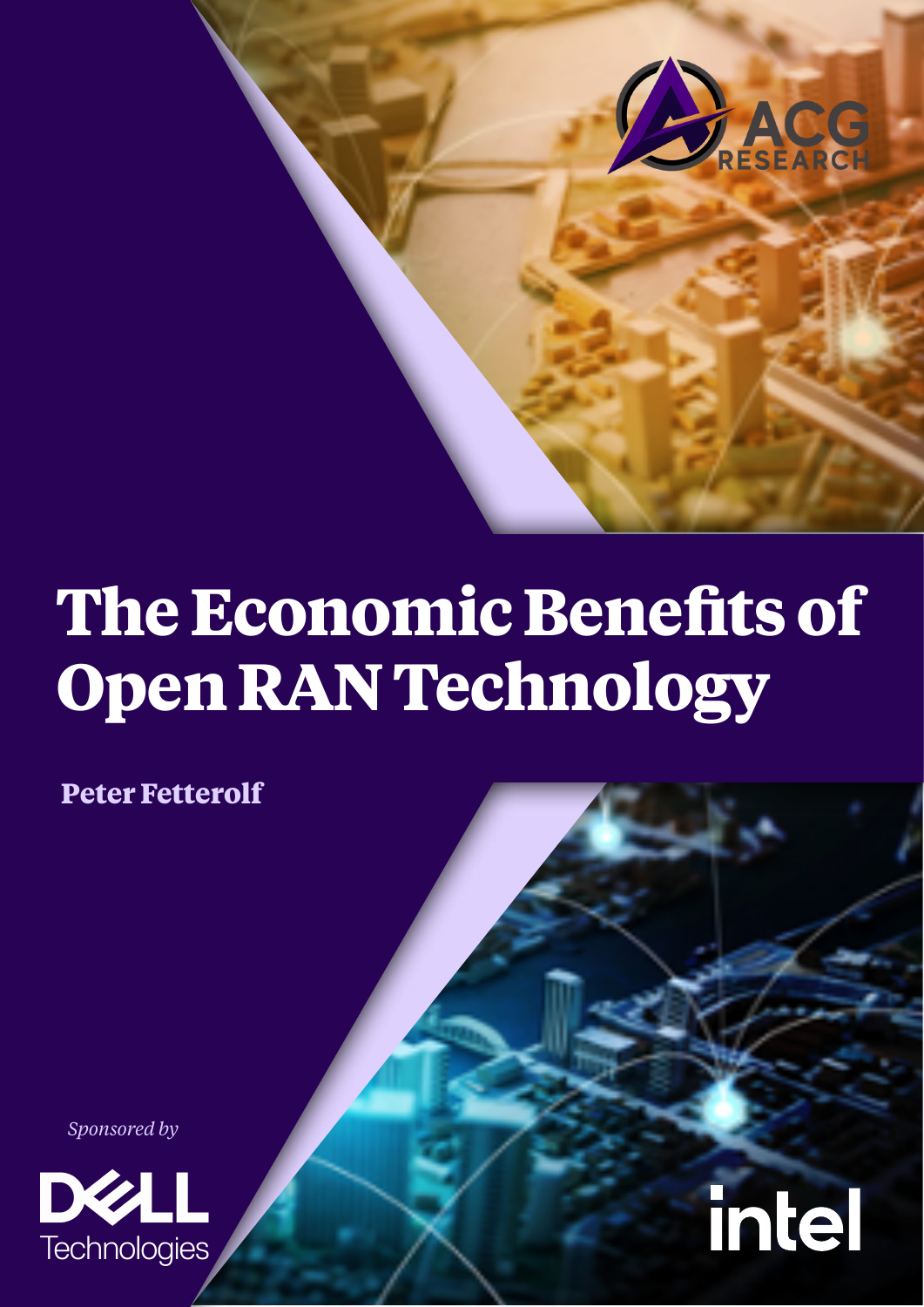# The Economic Benefits of Open RAN Technology

**Peter Fetterolf**

*Sponsored by*

Dell Technologies

intel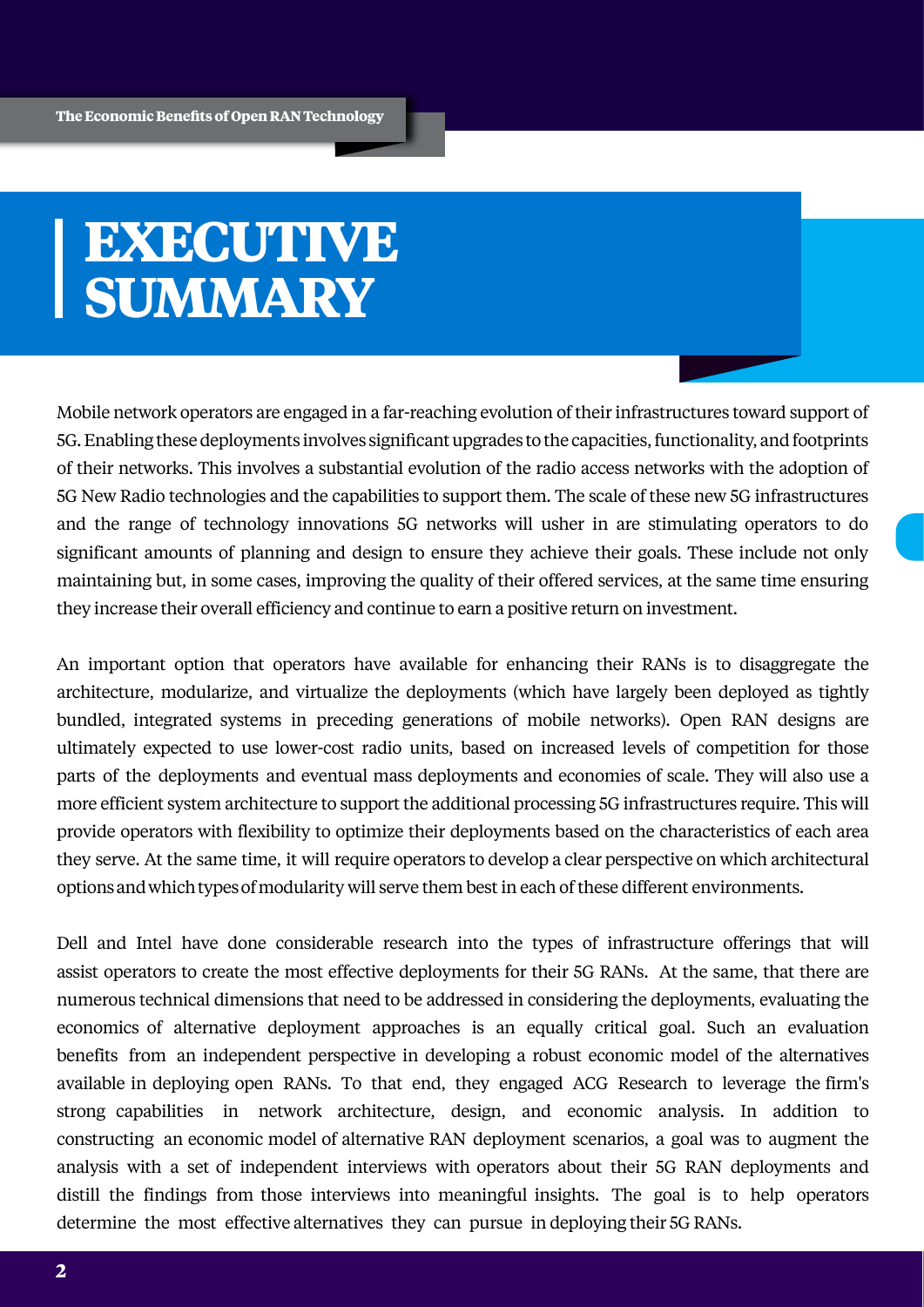# EXECUTIVE SUMMARY

Mobile network operators are engaged in a far-reaching evolution of their infrastructures toward support of 5G. Enabling these deployments involves significant upgrades to the capacities, functionality, and footprints of their networks. This involves a substantial evolution of the radio access networks with the adoption of 5G New Radio technologies and the capabilities to support them. The scale of these new 5G infrastructures and the range of technology innovations 5G networks will usher in are stimulating operators to do significant amounts of planning and design to ensure they achieve their goals. These include not only maintaining but, in some cases, improving the quality of their offered services, at the same time ensuring they increase their overall efficiency and continue to earn a positive return on investment.

An important option that operators have available for enhancing their RANs is to disaggregate the architecture, modularize, and virtualize the deployments (which have largely been deployed as tightly bundled, integrated systems in preceding generations of mobile networks). Open RAN designs are ultimately expected to use lower-cost radio units, based on increased levels of competition for those parts of the deployments and eventual mass deployments and economies of scale. They will also use a more efficient system architecture to support the additional processing 5G infrastructures require. This will provide operators with flexibility to optimize their deployments based on the characteristics of each area they serve. At the same time, it will require operators to develop a clear perspective on which architectural options and which types of modularity will serve them best in each of these different environments.

Dell and Intel have done considerable research into the types of infrastructure offerings that will assist operators to create the most effective deployments for their 5G RANs. At the same, that there are numerous technical dimensions that need to be addressed in considering the deployments, evaluating the economics of alternative deployment approaches is an equally critical goal. Such an evaluation benefits from an independent perspective in developing a robust economic model of the alternatives available in deploying open RANs. To that end, they engaged ACG Research to leverage the firm's strong capabilities in network architecture, design, and economic analysis. In addition to constructing an economic model of alternative RAN deployment scenarios, a goal was to augment the analysis with a set of independent interviews with operators about their 5G RAN deployments and distill the findings from those interviews into meaningful insights. The goal is to help operators determine the most effective alternatives they can pursue in deploying their 5G RANs.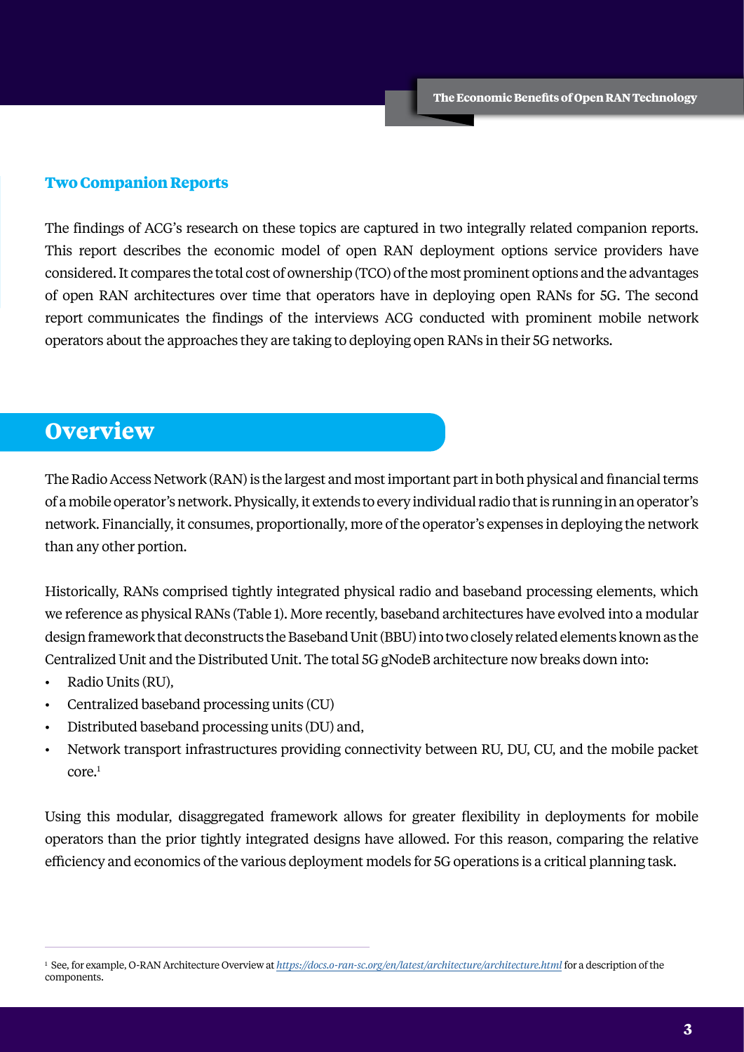## Two Companion Reports

The findings of ACG's research on these topics are captured in two integrally related companion reports. This report describes the economic model of open RAN deployment options service providers have considered. It compares the total cost of ownership (TCO) of the most prominent options and the advantages of open RAN architectures over time that operators have in deploying open RANs for 5G. The second report communicates the findings of the interviews ACG conducted with prominent mobile network operators about the approaches they are taking to deploying open RANs in their 5G networks.

# Overview

The Radio Access Network (RAN) is the largest and most important part in both physical and financial terms of a mobile operator's network. Physically, it extends to every individual radio that is running in an operator's network. Financially, it consumes, proportionally, more of the operator's expenses in deploying the network than any other portion.

Historically, RANs comprised tightly integrated physical radio and baseband processing elements, which we reference as physical RANs (Table 1). More recently, baseband architectures have evolved into a modular design framework that deconstructs the Baseband Unit (BBU) into two closely related elements known as the Centralized Unit and the Distributed Unit. The total 5G gNodeB architecture now breaks down into:

- Radio Units (RU),
- Centralized baseband processing units (CU)
- Distributed baseband processing units (DU) and,
- Network transport infrastructures providing connectivity between RU, DU, CU, and the mobile packet core.[1]

Using this modular, disaggregated framework allows for greater flexibility in deployments for mobile operators than the prior tightly integrated designs have allowed. For this reason, comparing the relative efficiency and economics of the various deployment models for 5G operations is a critical planning task.

---

[1] See, for example, O-RAN Architecture Overview at *https://docs.o-ran-sc.org/en/latest/architecture/architecture.html* for a description of the components.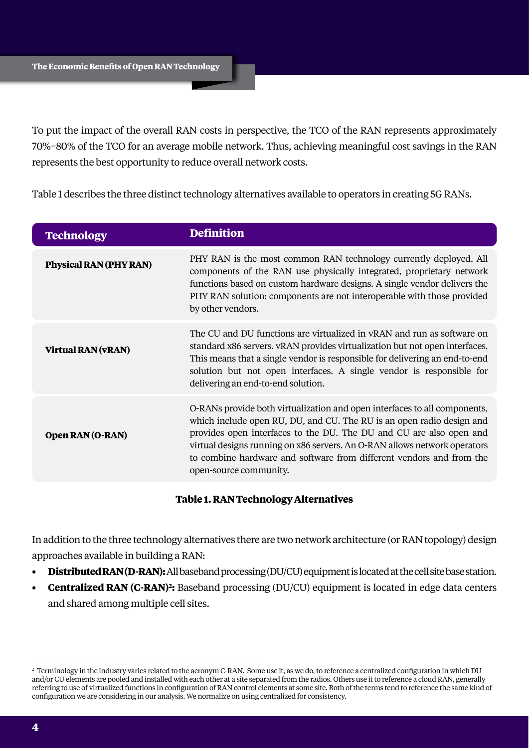To put the impact of the overall RAN costs in perspective, the TCO of the RAN represents approximately 70%–80% of the TCO for an average mobile network. Thus, achieving meaningful cost savings in the RAN represents the best opportunity to reduce overall network costs.

Table 1 describes the three distinct technology alternatives available to operators in creating 5G RANs.

| Technology | Definition |
| --- | --- |
| **Physical RAN (PHY RAN)** | PHY RAN is the most common RAN technology currently deployed. All components of the RAN use physically integrated, proprietary network functions based on custom hardware designs. A single vendor delivers the PHY RAN solution; components are not interoperable with those provided by other vendors. |
| **Virtual RAN (vRAN)** | The CU and DU functions are virtualized in vRAN and run as software on standard x86 servers. vRAN provides virtualization but not open interfaces. This means that a single vendor is responsible for delivering an end-to-end solution but not open interfaces. A single vendor is responsible for delivering an end-to-end solution. |
| **Open RAN (O-RAN)** | O-RANs provide both virtualization and open interfaces to all components, which include open RU, DU, and CU. The RU is an open radio design and provides open interfaces to the DU. The DU and CU are also open and virtual designs running on x86 servers. An O-RAN allows network operators to combine hardware and software from different vendors and from the open-source community. |

**Table 1. RAN Technology Alternatives**

In addition to the three technology alternatives there are two network architecture (or RAN topology) design approaches available in building a RAN:

- **Distributed RAN (D-RAN):** All baseband processing (DU/CU) equipment is located at the cell site base station.
- **Centralized RAN (C-RAN)[2]:** Baseband processing (DU/CU) equipment is located in edge data centers and shared among multiple cell sites.

[2] Terminology in the industry varies related to the acronym C-RAN. Some use it, as we do, to reference a centralized configuration in which DU and/or CU elements are pooled and installed with each other at a site separated from the radios. Others use it to reference a cloud RAN, generally referring to use of virtualized functions in configuration of RAN control elements at some site. Both of the terms tend to reference the same kind of configuration we are considering in our analysis. We normalize on using centralized for consistency.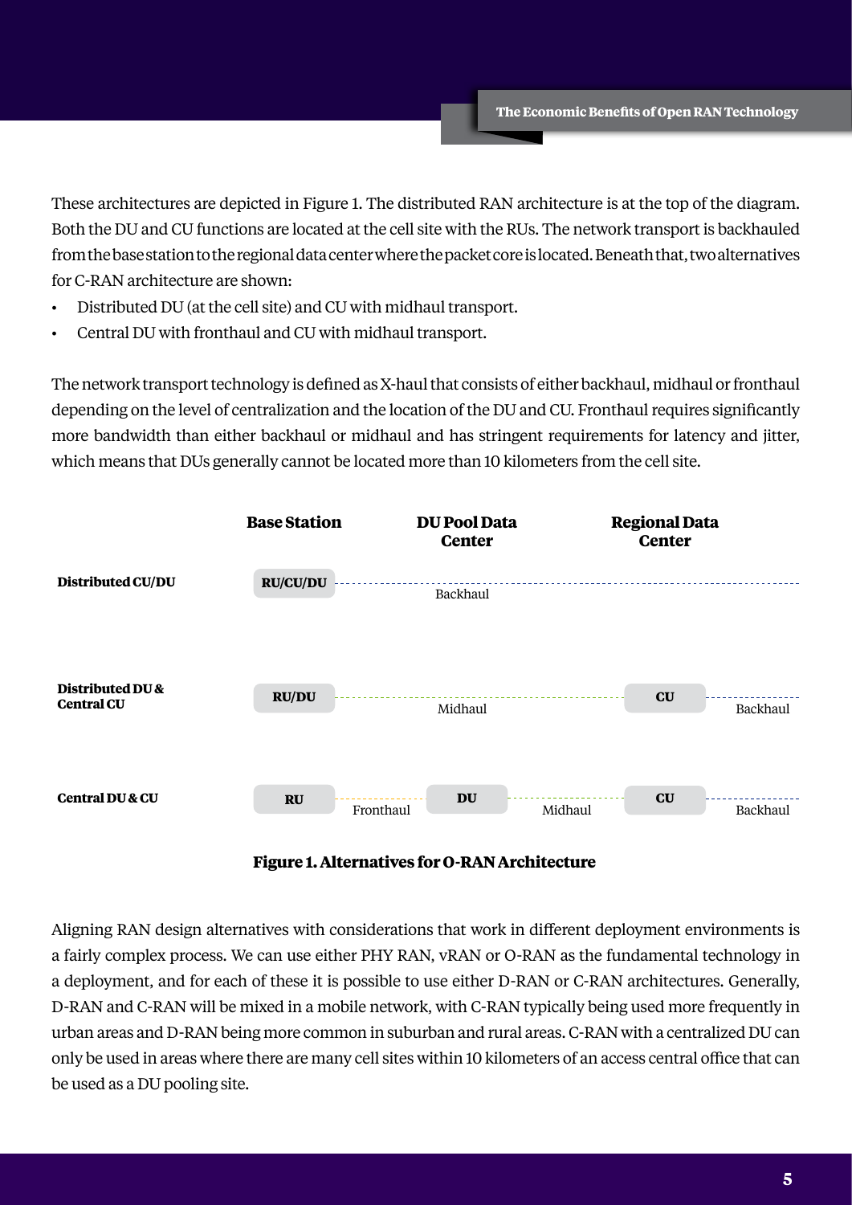These architectures are depicted in Figure 1. The distributed RAN architecture is at the top of the diagram. Both the DU and CU functions are located at the cell site with the RUs. The network transport is backhauled from the base station to the regional data center where the packet core is located. Beneath that, two alternatives for C-RAN architecture are shown:

- Distributed DU (at the cell site) and CU with midhaul transport.
- Central DU with fronthaul and CU with midhaul transport.

The network transport technology is defined as X-haul that consists of either backhaul, midhaul or fronthaul depending on the level of centralization and the location of the DU and CU. Fronthaul requires significantly more bandwidth than either backhaul or midhaul and has stringent requirements for latency and jitter, which means that DUs generally cannot be located more than 10 kilometers from the cell site.

| | Base Station | | DU Pool Data Center | | Regional Data Center | |
|---|---|---|---|---|---|---|
| **Distributed CU/DU** | RU/CU/DU | | Backhaul | | | |
| **Distributed DU & Central CU** | RU/DU | | Midhaul | | CU | Backhaul |
| **Central DU & CU** | RU | Fronthaul | DU | Midhaul | CU | Backhaul |

**Figure 1. Alternatives for O-RAN Architecture**

Aligning RAN design alternatives with considerations that work in different deployment environments is a fairly complex process. We can use either PHY RAN, vRAN or O-RAN as the fundamental technology in a deployment, and for each of these it is possible to use either D-RAN or C-RAN architectures. Generally, D-RAN and C-RAN will be mixed in a mobile network, with C-RAN typically being used more frequently in urban areas and D-RAN being more common in suburban and rural areas. C-RAN with a centralized DU can only be used in areas where there are many cell sites within 10 kilometers of an access central office that can be used as a DU pooling site.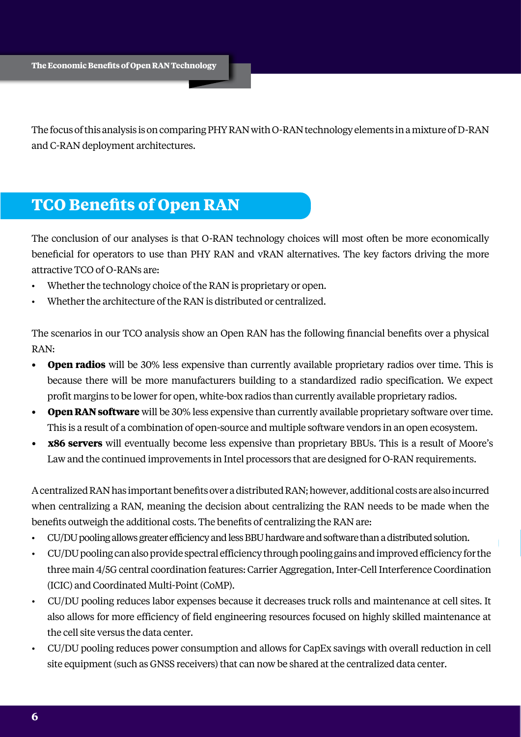The focus of this analysis is on comparing PHY RAN with O-RAN technology elements in a mixture of D-RAN and C-RAN deployment architectures.

## TCO Benefits of Open RAN

The conclusion of our analyses is that O-RAN technology choices will most often be more economically beneficial for operators to use than PHY RAN and vRAN alternatives. The key factors driving the more attractive TCO of O-RANs are:

- Whether the technology choice of the RAN is proprietary or open.
- Whether the architecture of the RAN is distributed or centralized.

The scenarios in our TCO analysis show an Open RAN has the following financial benefits over a physical RAN:

- **Open radios** will be 30% less expensive than currently available proprietary radios over time. This is because there will be more manufacturers building to a standardized radio specification. We expect profit margins to be lower for open, white-box radios than currently available proprietary radios.
- **Open RAN software** will be 30% less expensive than currently available proprietary software over time. This is a result of a combination of open-source and multiple software vendors in an open ecosystem.
- **x86 servers** will eventually become less expensive than proprietary BBUs. This is a result of Moore's Law and the continued improvements in Intel processors that are designed for O-RAN requirements.

A centralized RAN has important benefits over a distributed RAN; however, additional costs are also incurred when centralizing a RAN, meaning the decision about centralizing the RAN needs to be made when the benefits outweigh the additional costs. The benefits of centralizing the RAN are:

- CU/DU pooling allows greater efficiency and less BBU hardware and software than a distributed solution.
- CU/DU pooling can also provide spectral efficiency through pooling gains and improved efficiency for the three main 4/5G central coordination features: Carrier Aggregation, Inter-Cell Interference Coordination (ICIC) and Coordinated Multi-Point (CoMP).
- CU/DU pooling reduces labor expenses because it decreases truck rolls and maintenance at cell sites. It also allows for more efficiency of field engineering resources focused on highly skilled maintenance at the cell site versus the data center.
- CU/DU pooling reduces power consumption and allows for CapEx savings with overall reduction in cell site equipment (such as GNSS receivers) that can now be shared at the centralized data center.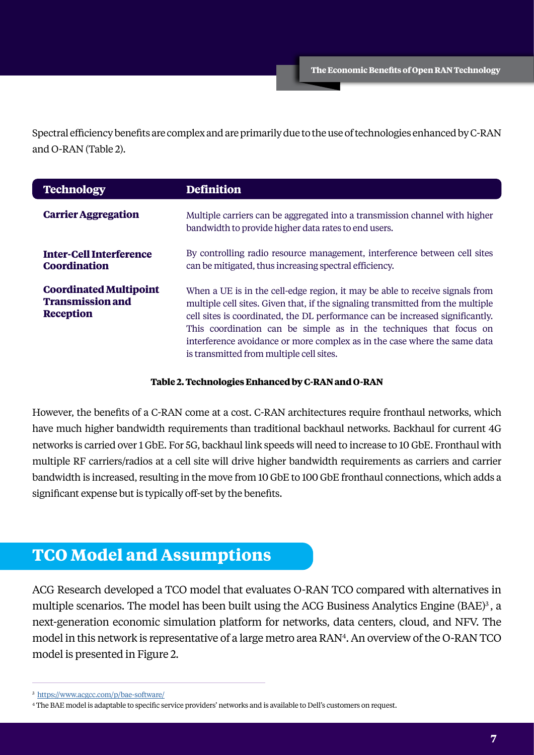Spectral efficiency benefits are complex and are primarily due to the use of technologies enhanced by C-RAN and O-RAN (Table 2).

| Technology | Definition |
| --- | --- |
| **Carrier Aggregation** | Multiple carriers can be aggregated into a transmission channel with higher bandwidth to provide higher data rates to end users. |
| **Inter-Cell Interference Coordination** | By controlling radio resource management, interference between cell sites can be mitigated, thus increasing spectral efficiency. |
| **Coordinated Multipoint Transmission and Reception** | When a UE is in the cell-edge region, it may be able to receive signals from multiple cell sites. Given that, if the signaling transmitted from the multiple cell sites is coordinated, the DL performance can be increased significantly. This coordination can be simple as in the techniques that focus on interference avoidance or more complex as in the case where the same data is transmitted from multiple cell sites. |

**Table 2. Technologies Enhanced by C-RAN and O-RAN**

However, the benefits of a C-RAN come at a cost. C-RAN architectures require fronthaul networks, which have much higher bandwidth requirements than traditional backhaul networks. Backhaul for current 4G networks is carried over 1 GbE. For 5G, backhaul link speeds will need to increase to 10 GbE. Fronthaul with multiple RF carriers/radios at a cell site will drive higher bandwidth requirements as carriers and carrier bandwidth is increased, resulting in the move from 10 GbE to 100 GbE fronthaul connections, which adds a significant expense but is typically off-set by the benefits.

## TCO Model and Assumptions

ACG Research developed a TCO model that evaluates O-RAN TCO compared with alternatives in multiple scenarios. The model has been built using the ACG Business Analytics Engine (BAE)[3], a next-generation economic simulation platform for networks, data centers, cloud, and NFV. The model in this network is representative of a large metro area RAN[4]. An overview of the O-RAN TCO model is presented in Figure 2.

[3] https://www.acgcc.com/p/bae-software/

[4] The BAE model is adaptable to specific service providers' networks and is available to Dell's customers on request.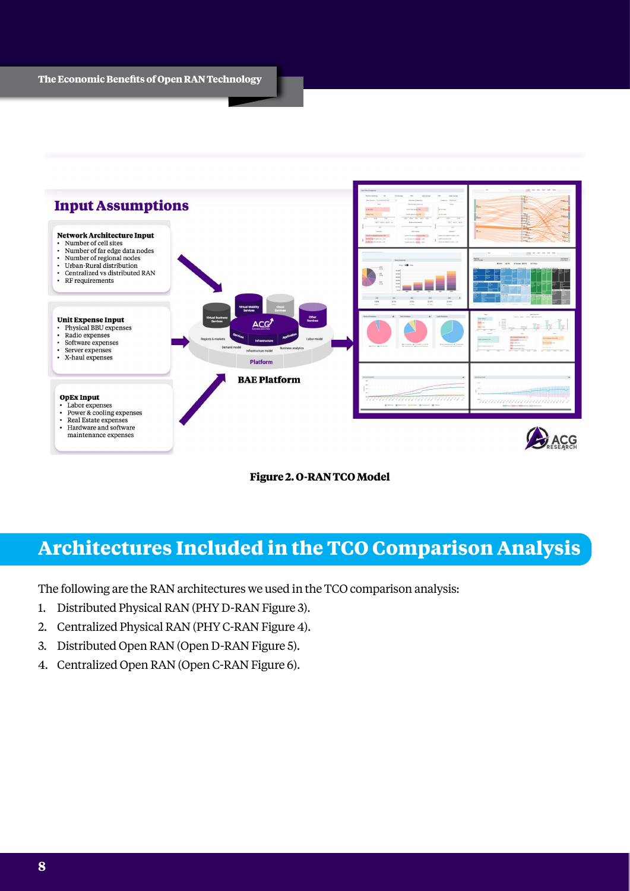## Input Assumptions

**Network Architecture Input**
- Number of cell sites
- Number of far edge data nodes
- Number of regional nodes
- Urban-Rural distribution
- Centralized vs distributed RAN
- RF requirements

**Unit Expense Input**
- Physical BBU expenses
- Radio expenses
- Software expenses
- Server expenses
- X-haul expenses

**OpEx Input**
- Labor expenses
- Power & cooling expenses
- Real Estate expenses
- Hardware and software maintenance expenses

**BAE Platform**

**Figure 2. O-RAN TCO Model**

# Architectures Included in the TCO Comparison Analysis

The following are the RAN architectures we used in the TCO comparison analysis:

1. Distributed Physical RAN (PHY D-RAN Figure 3).
2. Centralized Physical RAN (PHY C-RAN Figure 4).
3. Distributed Open RAN (Open D-RAN Figure 5).
4. Centralized Open RAN (Open C-RAN Figure 6).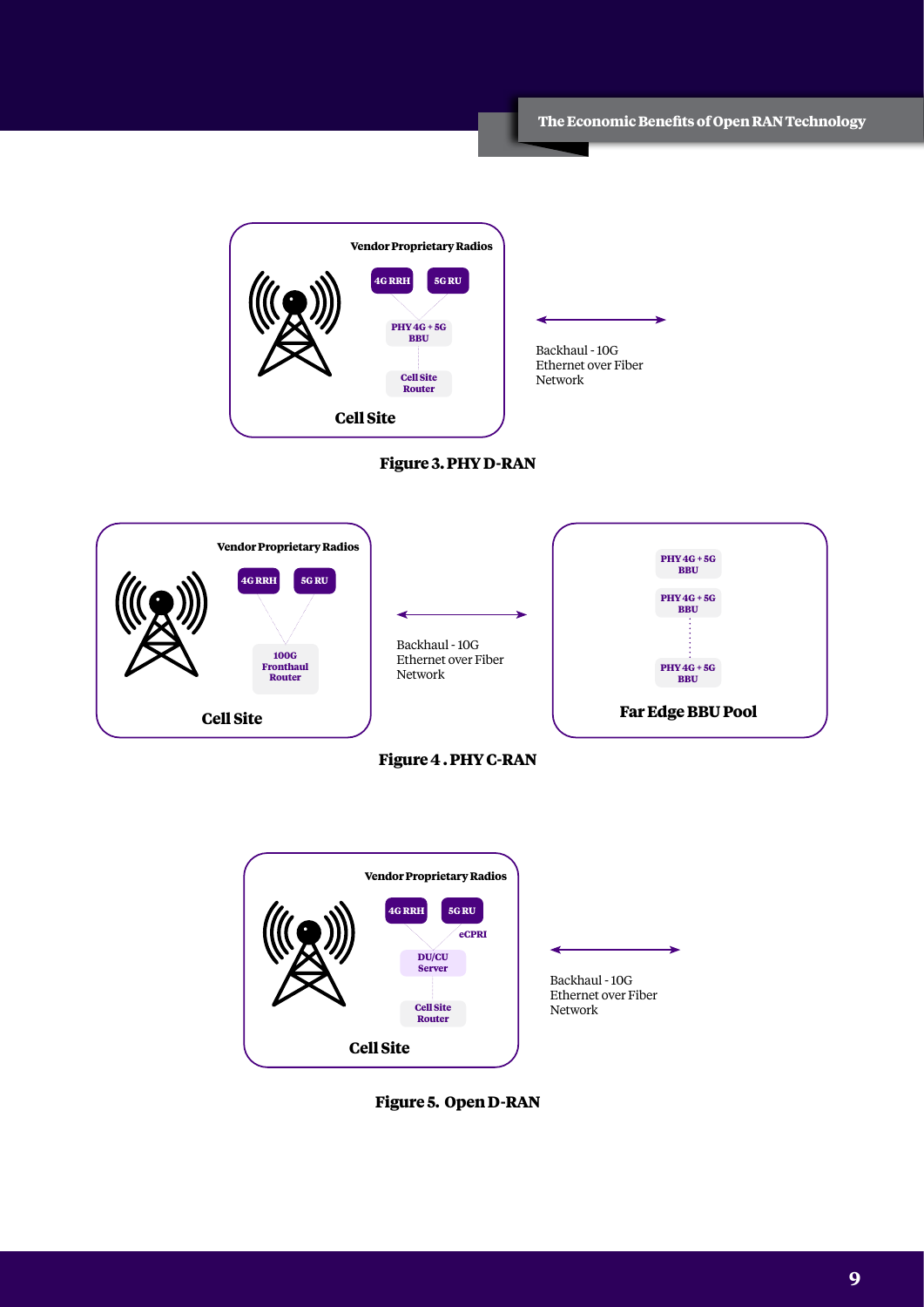Vendor Proprietary Radios

4G RRH | 5G RU

PHY 4G + 5G BBU

Cell Site Router

Cell Site

Backhaul - 10G Ethernet over Fiber Network

**Figure 3. PHY D-RAN**

Vendor Proprietary Radios

4G RRH | 5G RU

100G Fronthaul Router

Cell Site

Backhaul - 10G Ethernet over Fiber Network

PHY 4G + 5G BBU

PHY 4G + 5G BBU

PHY 4G + 5G BBU

Far Edge BBU Pool

**Figure 4 . PHY C-RAN**

Vendor Proprietary Radios

4G RRH | 5G RU

eCPRI

DU/CU Server

Cell Site Router

Cell Site

Backhaul - 10G Ethernet over Fiber Network

**Figure 5. Open D-RAN**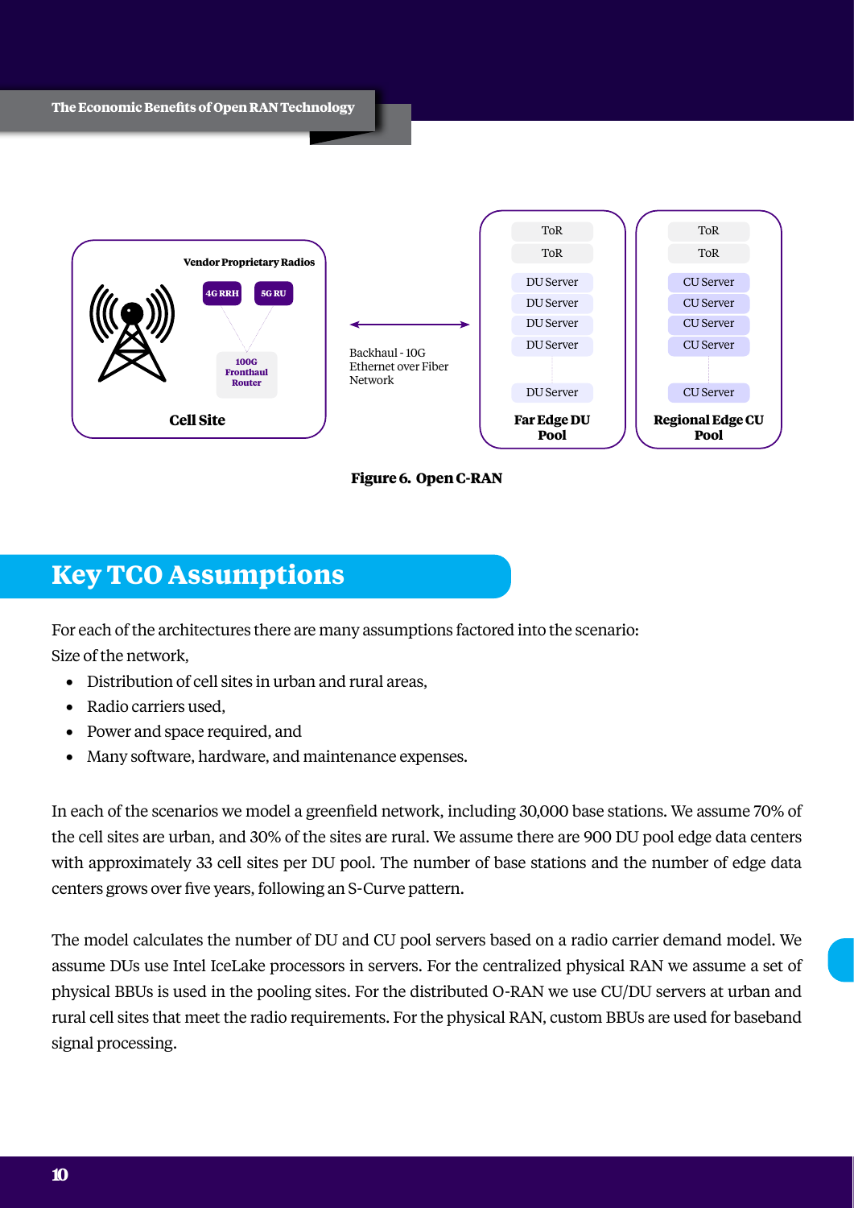Figure 6. Open C-RAN

## Key TCO Assumptions

For each of the architectures there are many assumptions factored into the scenario:
Size of the network,

- Distribution of cell sites in urban and rural areas,
- Radio carriers used,
- Power and space required, and
- Many software, hardware, and maintenance expenses.

In each of the scenarios we model a greenfield network, including 30,000 base stations. We assume 70% of the cell sites are urban, and 30% of the sites are rural. We assume there are 900 DU pool edge data centers with approximately 33 cell sites per DU pool. The number of base stations and the number of edge data centers grows over five years, following an S-Curve pattern.

The model calculates the number of DU and CU pool servers based on a radio carrier demand model. We assume DUs use Intel IceLake processors in servers. For the centralized physical RAN we assume a set of physical BBUs is used in the pooling sites. For the distributed O-RAN we use CU/DU servers at urban and rural cell sites that meet the radio requirements. For the physical RAN, custom BBUs are used for baseband signal processing.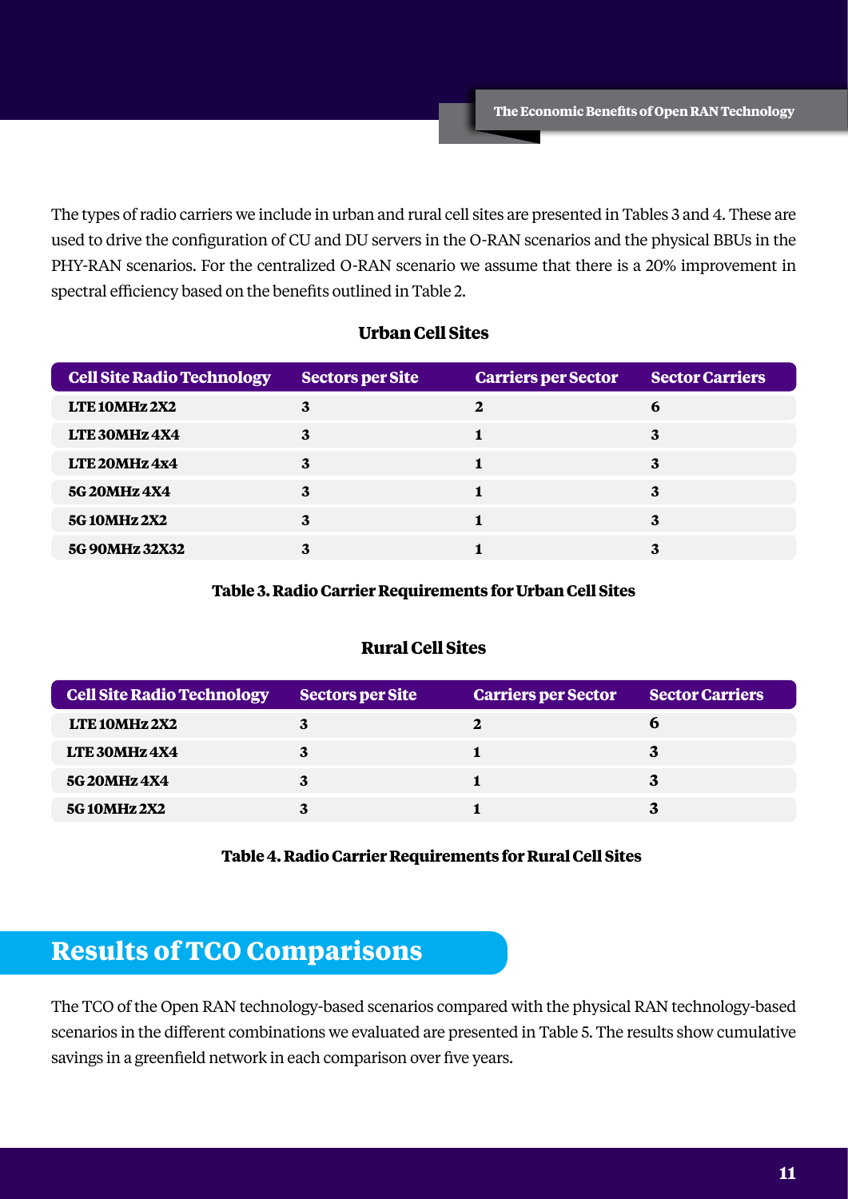The types of radio carriers we include in urban and rural cell sites are presented in Tables 3 and 4. These are used to drive the configuration of CU and DU servers in the O-RAN scenarios and the physical BBUs in the PHY-RAN scenarios. For the centralized O-RAN scenario we assume that there is a 20% improvement in spectral efficiency based on the benefits outlined in Table 2.

**Urban Cell Sites**

| Cell Site Radio Technology | Sectors per Site | Carriers per Sector | Sector Carriers |
|---|---|---|---|
| LTE 10MHz 2X2 | 3 | 2 | 6 |
| LTE 30MHz 4X4 | 3 | 1 | 3 |
| LTE 20MHz 4x4 | 3 | 1 | 3 |
| 5G 20MHz 4X4 | 3 | 1 | 3 |
| 5G 10MHz 2X2 | 3 | 1 | 3 |
| 5G 90MHz 32X32 | 3 | 1 | 3 |

**Table 3. Radio Carrier Requirements for Urban Cell Sites**

**Rural Cell Sites**

| Cell Site Radio Technology | Sectors per Site | Carriers per Sector | Sector Carriers |
|---|---|---|---|
| LTE 10MHz 2X2 | 3 | 2 | 6 |
| LTE 30MHz 4X4 | 3 | 1 | 3 |
| 5G 20MHz 4X4 | 3 | 1 | 3 |
| 5G 10MHz 2X2 | 3 | 1 | 3 |

**Table 4. Radio Carrier Requirements for Rural Cell Sites**

## Results of TCO Comparisons

The TCO of the Open RAN technology-based scenarios compared with the physical RAN technology-based scenarios in the different combinations we evaluated are presented in Table 5. The results show cumulative savings in a greenfield network in each comparison over five years.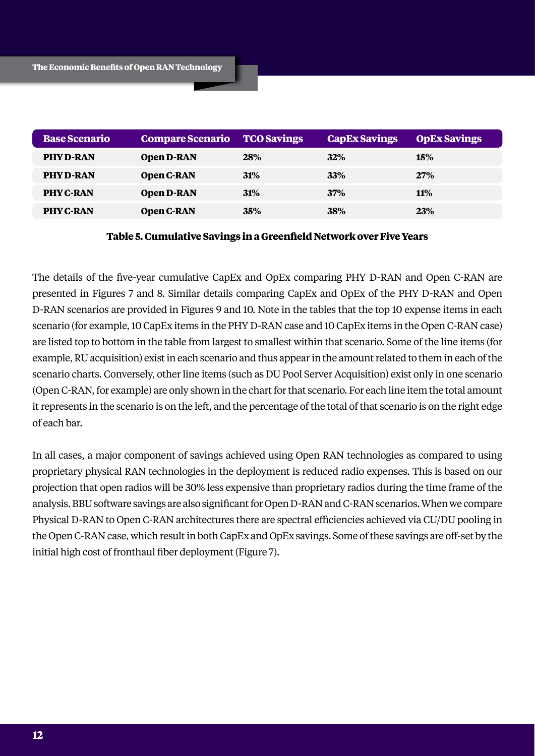| Base Scenario | Compare Scenario | TCO Savings | CapEx Savings | OpEx Savings |
|---|---|---|---|---|
| **PHY D-RAN** | **Open D-RAN** | **28%** | **32%** | **15%** |
| **PHY D-RAN** | **Open C-RAN** | **31%** | **33%** | **27%** |
| **PHY C-RAN** | **Open D-RAN** | **31%** | **37%** | **11%** |
| **PHY C-RAN** | **Open C-RAN** | **35%** | **38%** | **23%** |

**Table 5. Cumulative Savings in a Greenfield Network over Five Years**

The details of the five-year cumulative CapEx and OpEx comparing PHY D-RAN and Open C-RAN are presented in Figures 7 and 8. Similar details comparing CapEx and OpEx of the PHY D-RAN and Open D-RAN scenarios are provided in Figures 9 and 10. Note in the tables that the top 10 expense items in each scenario (for example, 10 CapEx items in the PHY D-RAN case and 10 CapEx items in the Open C-RAN case) are listed top to bottom in the table from largest to smallest within that scenario. Some of the line items (for example, RU acquisition) exist in each scenario and thus appear in the amount related to them in each of the scenario charts. Conversely, other line items (such as DU Pool Server Acquisition) exist only in one scenario (Open C-RAN, for example) are only shown in the chart for that scenario. For each line item the total amount it represents in the scenario is on the left, and the percentage of the total of that scenario is on the right edge of each bar.

In all cases, a major component of savings achieved using Open RAN technologies as compared to using proprietary physical RAN technologies in the deployment is reduced radio expenses. This is based on our projection that open radios will be 30% less expensive than proprietary radios during the time frame of the analysis. BBU software savings are also significant for Open D-RAN and C-RAN scenarios. When we compare Physical D-RAN to Open C-RAN architectures there are spectral efficiencies achieved via CU/DU pooling in the Open C-RAN case, which result in both CapEx and OpEx savings. Some of these savings are off-set by the initial high cost of fronthaul fiber deployment (Figure 7).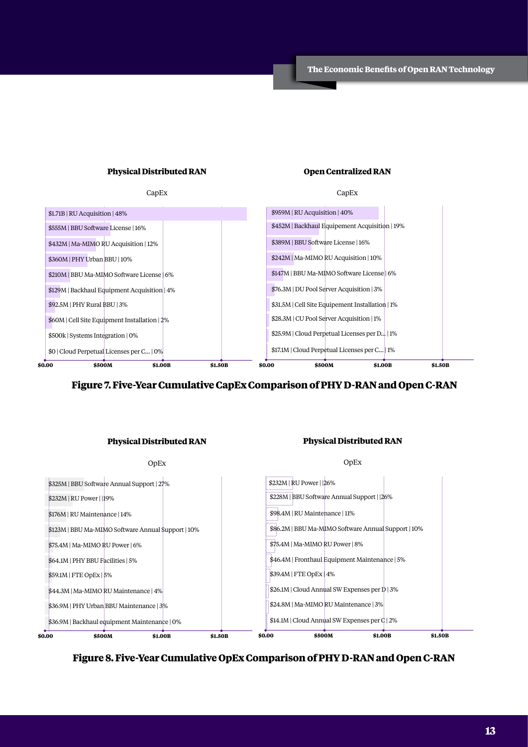**Physical Distributed RAN**

CapEx

| Item |
|---|
| $1.71B \| RU Acquisition \| 48% |
| $555M \| BBU Software License \| 16% |
| $432M \| Ma-MIMO RU Acquisition \| 12% |
| $360M \| PHY Urban BBU \| 10% |
| $210M \| BBU Ma-MIMO Software License \| 6% |
| $129M \| Backhaul Equipment Acquisition \| 4% |
| $92.5M \| PHY Rural BBU \| 3% |
| $60M \| Cell Site Equipment Installation \| 2% |
| $500k \| Systems Integration \| 0% |
| $0 \| Cloud Perpetual Licenses per C... \| 0% |

**Open Centralized RAN**

CapEx

| Item |
|---|
| $959M \| RU Acquisition \| 40% |
| $452M \| Backhaul Equipement Acquisition \| 19% |
| $389M \| BBU Software License \| 16% |
| $242M \| Ma-MIMO RU Acquisition \| 10% |
| $147M \| BBU Ma-MIMO Software License \| 6% |
| $76.3M \| DU Pool Server Acquisition \| 3% |
| $31.5M \| Cell Site Equipement Installation \| 1% |
| $28.3M \| CU Pool Server Acquisition \| 1% |
| $25.9M \| Cloud Perpetual Licenses per D... \| 1% |
| $17.1M \| Cloud Perpetual Licenses per C... \| 1% |

**Figure 7. Five-Year Cumulative CapEx Comparison of PHY D-RAN and Open C-RAN**

**Physical Distributed RAN**

OpEx

| Item |
|---|
| $325M \| BBU Software Annual Support \| 27% |
| $232M \| RU Power \| \|19% |
| $176M \| RU Maintenance \| 14% |
| $123M \| BBU Ma-MIMO Software Annual Support \| 10% |
| $75.4M \| Ma-MIMO RU Power \| 6% |
| $64.1M \| PHY BBU Facilities \| 5% |
| $59.1M \| FTE OpEx \| 5% |
| $44.3M \| Ma-MIMO RU Maintenance \| 4% |
| $36.9M \| PHY Urban BBU Maintenance \| 3% |
| $36.9M \| Backhaul equipment Maintenance \| 0% |

**Physical Distributed RAN**

OpEx

| Item |
|---|
| $232M \| RU Power \| \|26% |
| $228M \| BBU Software Annual Support \| \|26% |
| $98.4M \| RU Maintenance \| 11% |
| $86.2M \| BBU Ma-MIMO Software Annual Support \| 10% |
| $75.4M \| Ma-MIMO RU Power \| 8% |
| $46.4M \| Fronthaul Equipment Maintenance \| 5% |
| $39.4M \| FTE OpEx \| 4% |
| $26.1M \| Cloud Annual SW Expenses per D \| 3% |
| $24.8M \| Ma-MIMO RU Maintenance \| 3% |
| $14.1M \| Cloud Annual SW Expenses per C \| 2% |

**Figure 8. Five-Year Cumulative OpEx Comparison of PHY D-RAN and Open C-RAN**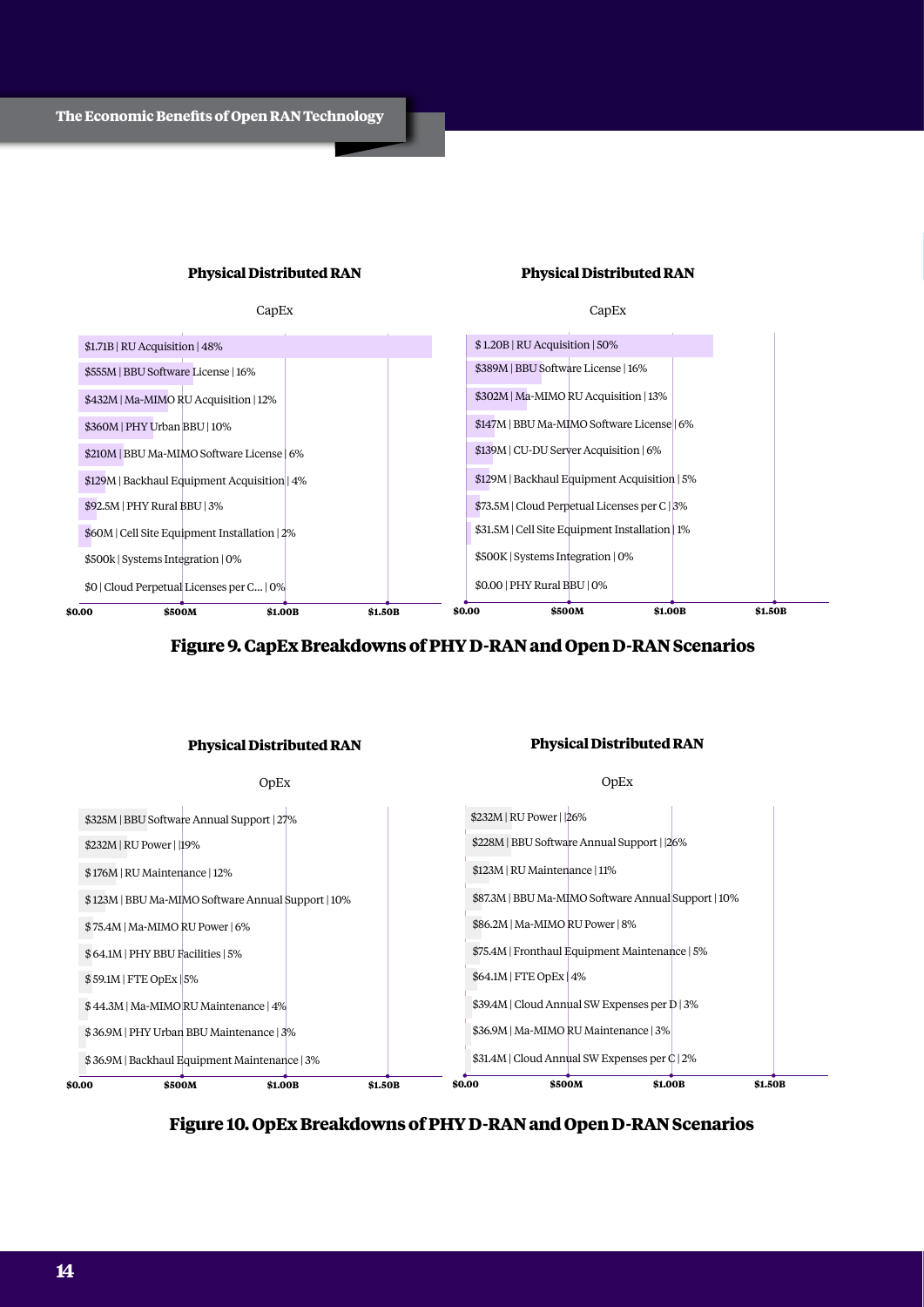**Physical Distributed RAN**

CapEx

| Item |
|---|
| $1.71B \| RU Acquisition \| 48% |
| $555M \| BBU Software License \| 16% |
| $432M \| Ma-MIMO RU Acquisition \| 12% |
| $360M \| PHY Urban BBU \| 10% |
| $210M \| BBU Ma-MIMO Software License \| 6% |
| $129M \| Backhaul Equipment Acquisition \| 4% |
| $92.5M \| PHY Rural BBU \| 3% |
| $60M \| Cell Site Equipment Installation \| 2% |
| $500k \| Systems Integration \| 0% |
| $0 \| Cloud Perpetual Licenses per C... \| 0% |

**Physical Distributed RAN**

CapEx

| Item |
|---|
| $ 1.20B \| RU Acquisition \| 50% |
| $389M \| BBU Software License \| 16% |
| $302M \| Ma-MIMO RU Acquisition \| 13% |
| $147M \| BBU Ma-MIMO Software License \| 6% |
| $139M \| CU-DU Server Acquisition \| 6% |
| $129M \| Backhaul Equipment Acquisition \| 5% |
| $73.5M \| Cloud Perpetual Licenses per C \| 3% |
| $31.5M \| Cell Site Equipment Installation \| 1% |
| $500K \| Systems Integration \| 0% |
| $0.00 \| PHY Rural BBU \| 0% |

**Figure 9. CapEx Breakdowns of PHY D-RAN and Open D-RAN Scenarios**

**Physical Distributed RAN**

OpEx

| Item |
|---|
| $325M \| BBU Software Annual Support \| 27% |
| $232M \| RU Power \| 19% |
| $ 176M \| RU Maintenance \| 12% |
| $ 123M \| BBU Ma-MIMO Software Annual Support \| 10% |
| $ 75.4M \| Ma-MIMO RU Power \| 6% |
| $ 64.1M \| PHY BBU Facilities \| 5% |
| $ 59.1M \| FTE OpEx \| 5% |
| $ 44.3M \| Ma-MIMO RU Maintenance \| 4% |
| $ 36.9M \| PHY Urban BBU Maintenance \| 3% |
| $ 36.9M \| Backhaul Equipment Maintenance \| 3% |

**Physical Distributed RAN**

OpEx

| Item |
|---|
| $232M \| RU Power \| 26% |
| $228M \| BBU Software Annual Support \| 26% |
| $123M \| RU Maintenance \| 11% |
| $87.3M \| BBU Ma-MIMO Software Annual Support \| 10% |
| $86.2M \| Ma-MIMO RU Power \| 8% |
| $75.4M \| Fronthaul Equipment Maintenance \| 5% |
| $64.1M \| FTE OpEx \| 4% |
| $39.4M \| Cloud Annual SW Expenses per D \| 3% |
| $36.9M \| Ma-MIMO RU Maintenance \| 3% |
| $31.4M \| Cloud Annual SW Expenses per C \| 2% |

**Figure 10. OpEx Breakdowns of PHY D-RAN and Open D-RAN Scenarios**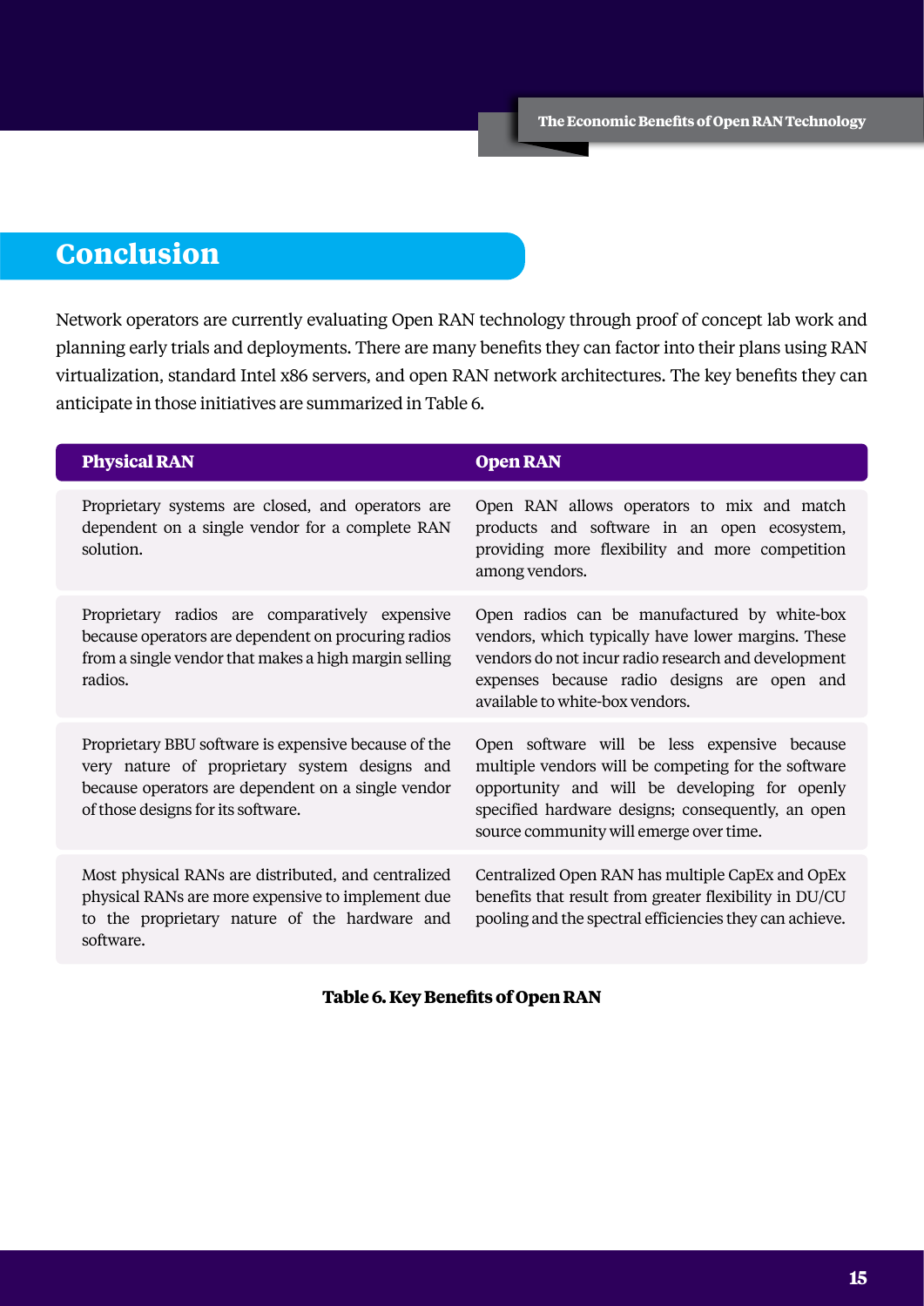## Conclusion

Network operators are currently evaluating Open RAN technology through proof of concept lab work and planning early trials and deployments. There are many benefits they can factor into their plans using RAN virtualization, standard Intel x86 servers, and open RAN network architectures. The key benefits they can anticipate in those initiatives are summarized in Table 6.

| Physical RAN | Open RAN |
|---|---|
| Proprietary systems are closed, and operators are dependent on a single vendor for a complete RAN solution. | Open RAN allows operators to mix and match products and software in an open ecosystem, providing more flexibility and more competition among vendors. |
| Proprietary radios are comparatively expensive because operators are dependent on procuring radios from a single vendor that makes a high margin selling radios. | Open radios can be manufactured by white-box vendors, which typically have lower margins. These vendors do not incur radio research and development expenses because radio designs are open and available to white-box vendors. |
| Proprietary BBU software is expensive because of the very nature of proprietary system designs and because operators are dependent on a single vendor of those designs for its software. | Open software will be less expensive because multiple vendors will be competing for the software opportunity and will be developing for openly specified hardware designs; consequently, an open source community will emerge over time. |
| Most physical RANs are distributed, and centralized physical RANs are more expensive to implement due to the proprietary nature of the hardware and software. | Centralized Open RAN has multiple CapEx and OpEx benefits that result from greater flexibility in DU/CU pooling and the spectral efficiencies they can achieve. |

**Table 6. Key Benefits of Open RAN**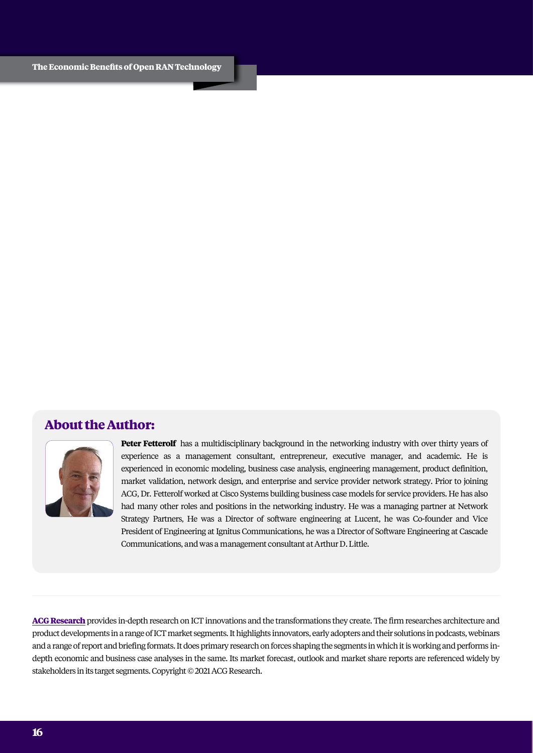## About the Author:

**Peter Fetterolf** has a multidisciplinary background in the networking industry with over thirty years of experience as a management consultant, entrepreneur, executive manager, and academic. He is experienced in economic modeling, business case analysis, engineering management, product definition, market validation, network design, and enterprise and service provider network strategy. Prior to joining ACG, Dr. Fetterolf worked at Cisco Systems building business case models for service providers. He has also had many other roles and positions in the networking industry. He was a managing partner at Network Strategy Partners, He was a Director of software engineering at Lucent, he was Co-founder and Vice President of Engineering at Ignitus Communications, he was a Director of Software Engineering at Cascade Communications, and was a management consultant at Arthur D. Little.

**ACG Research** provides in-depth research on ICT innovations and the transformations they create. The firm researches architecture and product developments in a range of ICT market segments. It highlights innovators, early adopters and their solutions in podcasts, webinars and a range of report and briefing formats. It does primary research on forces shaping the segments in which it is working and performs in-depth economic and business case analyses in the same. Its market forecast, outlook and market share reports are referenced widely by stakeholders in its target segments. Copyright © 2021 ACG Research.